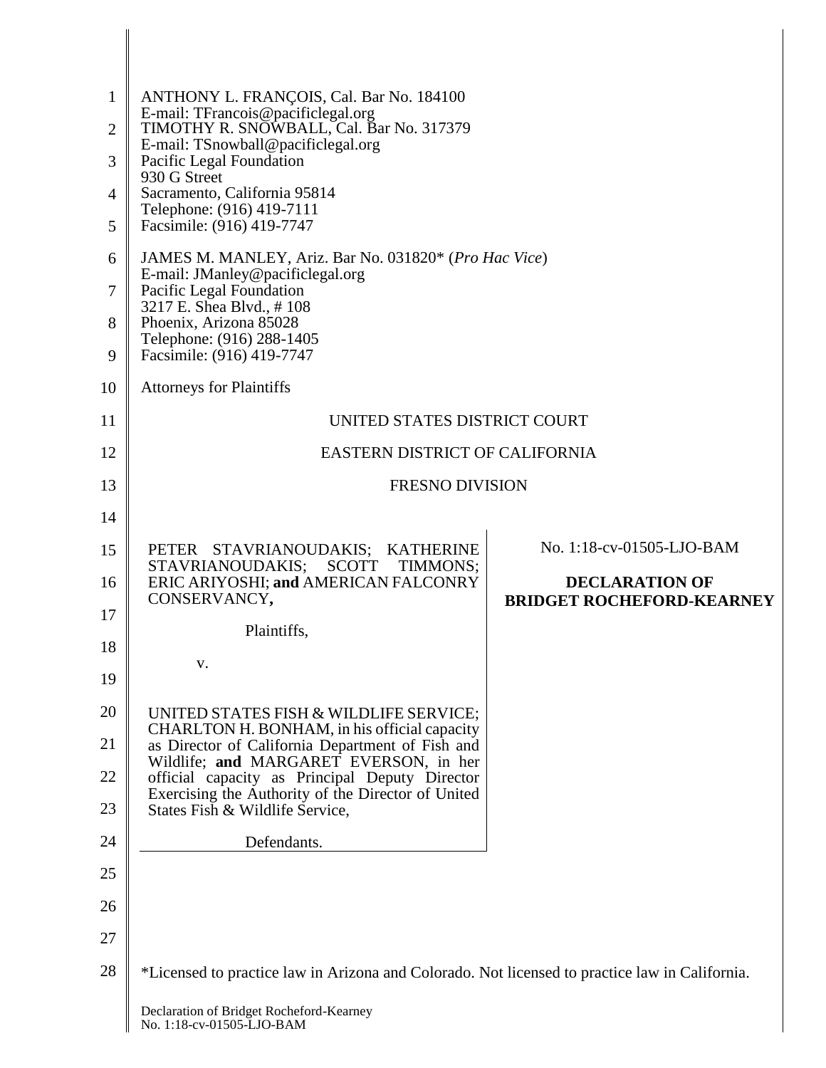ANTHONY L. FRANÇOIS, Cal. Bar No. 184100
E-mail: TFrancois@pacificlegal.org
TIMOTHY R. SNOWBALL, Cal. Bar No. 317379
E-mail: TSnowball@pacificlegal.org
Pacific Legal Foundation
930 G Street
Sacramento, California 95814
Telephone: (916) 419-7111
Facsimile: (916) 419-7747

JAMES M. MANLEY, Ariz. Bar No. 031820* (*Pro Hac Vice*)
E-mail: JManley@pacificlegal.org
Pacific Legal Foundation
3217 E. Shea Blvd., # 108
Phoenix, Arizona 85028
Telephone: (916) 288-1405
Facsimile: (916) 419-7747

Attorneys for Plaintiffs

UNITED STATES DISTRICT COURT

EASTERN DISTRICT OF CALIFORNIA

FRESNO DIVISION

| | |
|---|---|
| PETER STAVRIANOUDAKIS; KATHERINE STAVRIANOUDAKIS; SCOTT TIMMONS; ERIC ARIYOSHI; **and** AMERICAN FALCONRY CONSERVANCY**,**<br><br>Plaintiffs,<br><br>v.<br><br>UNITED STATES FISH & WILDLIFE SERVICE; CHARLTON H. BONHAM, in his official capacity as Director of California Department of Fish and Wildlife; **and** MARGARET EVERSON, in her official capacity as Principal Deputy Director Exercising the Authority of the Director of United States Fish & Wildlife Service,<br><br>Defendants. | No. 1:18-cv-01505-LJO-BAM<br><br>**DECLARATION OF BRIDGET ROCHEFORD-KEARNEY** |

*Licensed to practice law in Arizona and Colorado. Not licensed to practice law in California.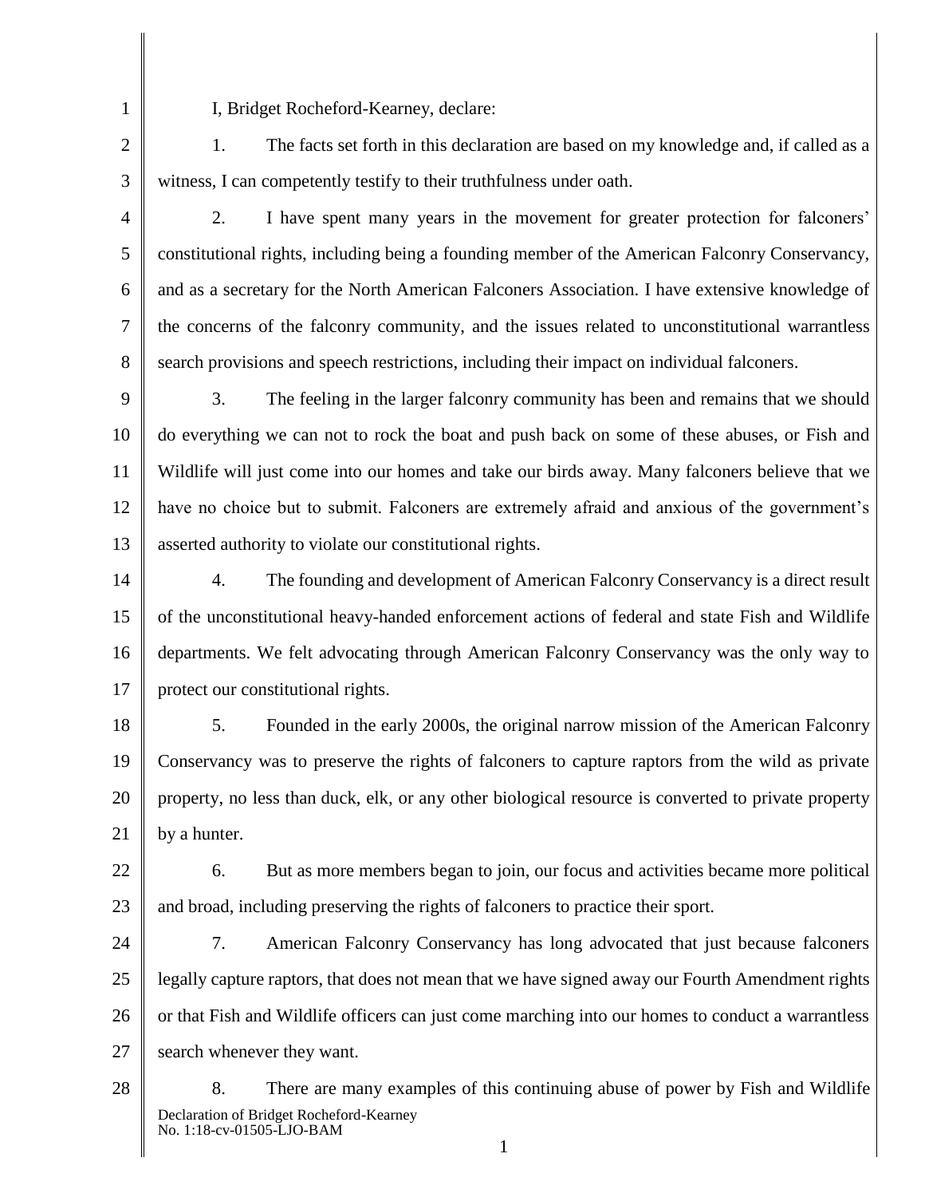I, Bridget Rocheford-Kearney, declare:

1. The facts set forth in this declaration are based on my knowledge and, if called as a witness, I can competently testify to their truthfulness under oath.

2. I have spent many years in the movement for greater protection for falconers' constitutional rights, including being a founding member of the American Falconry Conservancy, and as a secretary for the North American Falconers Association. I have extensive knowledge of the concerns of the falconry community, and the issues related to unconstitutional warrantless search provisions and speech restrictions, including their impact on individual falconers.

3. The feeling in the larger falconry community has been and remains that we should do everything we can not to rock the boat and push back on some of these abuses, or Fish and Wildlife will just come into our homes and take our birds away. Many falconers believe that we have no choice but to submit. Falconers are extremely afraid and anxious of the government's asserted authority to violate our constitutional rights.

4. The founding and development of American Falconry Conservancy is a direct result of the unconstitutional heavy-handed enforcement actions of federal and state Fish and Wildlife departments. We felt advocating through American Falconry Conservancy was the only way to protect our constitutional rights.

5. Founded in the early 2000s, the original narrow mission of the American Falconry Conservancy was to preserve the rights of falconers to capture raptors from the wild as private property, no less than duck, elk, or any other biological resource is converted to private property by a hunter.

6. But as more members began to join, our focus and activities became more political and broad, including preserving the rights of falconers to practice their sport.

7. American Falconry Conservancy has long advocated that just because falconers legally capture raptors, that does not mean that we have signed away our Fourth Amendment rights or that Fish and Wildlife officers can just come marching into our homes to conduct a warrantless search whenever they want.

8. There are many examples of this continuing abuse of power by Fish and Wildlife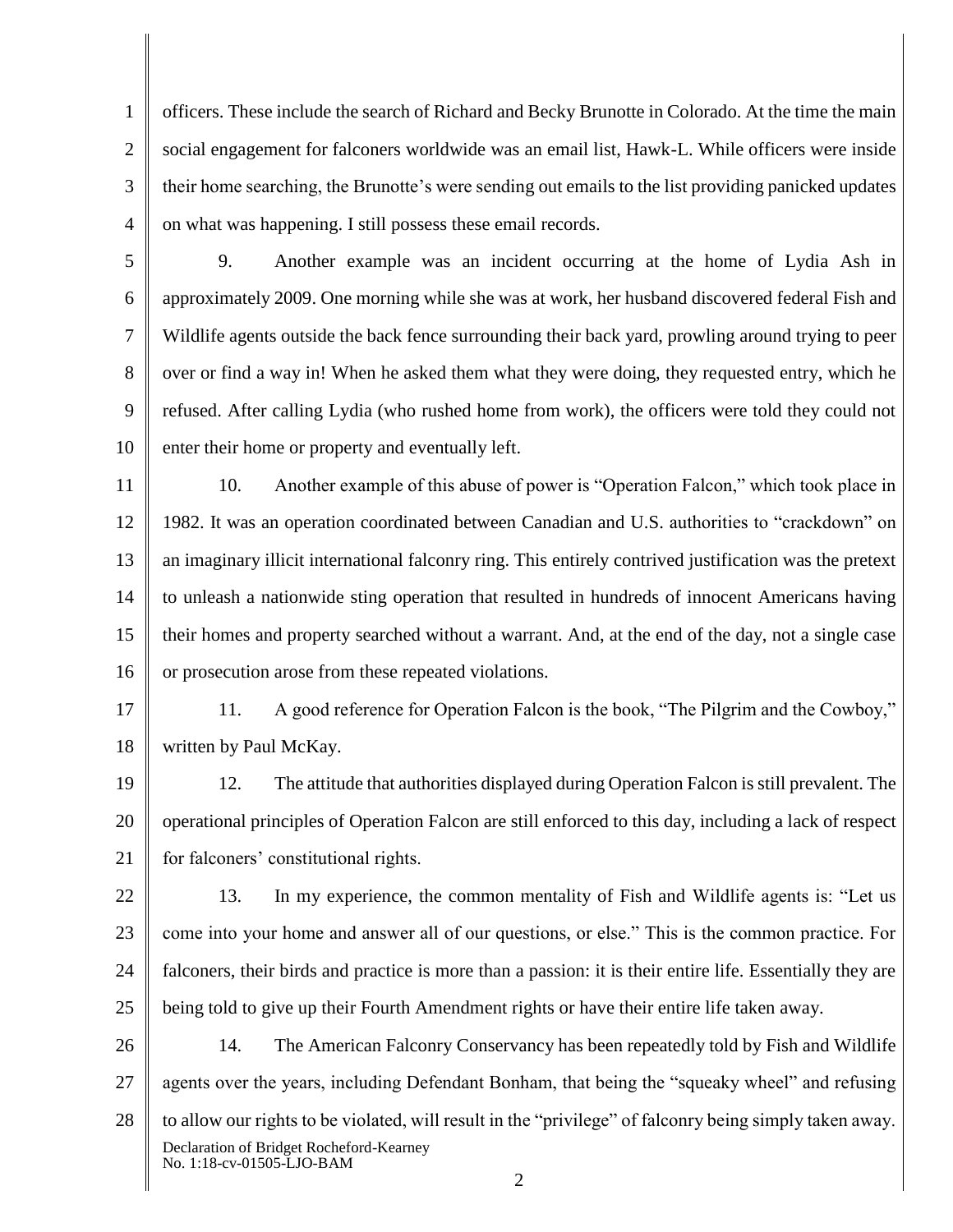officers. These include the search of Richard and Becky Brunotte in Colorado. At the time the main social engagement for falconers worldwide was an email list, Hawk-L. While officers were inside their home searching, the Brunotte's were sending out emails to the list providing panicked updates on what was happening. I still possess these email records.

9. Another example was an incident occurring at the home of Lydia Ash in approximately 2009. One morning while she was at work, her husband discovered federal Fish and Wildlife agents outside the back fence surrounding their back yard, prowling around trying to peer over or find a way in! When he asked them what they were doing, they requested entry, which he refused. After calling Lydia (who rushed home from work), the officers were told they could not enter their home or property and eventually left.

10. Another example of this abuse of power is "Operation Falcon," which took place in 1982. It was an operation coordinated between Canadian and U.S. authorities to "crackdown" on an imaginary illicit international falconry ring. This entirely contrived justification was the pretext to unleash a nationwide sting operation that resulted in hundreds of innocent Americans having their homes and property searched without a warrant. And, at the end of the day, not a single case or prosecution arose from these repeated violations.

11. A good reference for Operation Falcon is the book, "The Pilgrim and the Cowboy," written by Paul McKay.

12. The attitude that authorities displayed during Operation Falcon is still prevalent. The operational principles of Operation Falcon are still enforced to this day, including a lack of respect for falconers' constitutional rights.

13. In my experience, the common mentality of Fish and Wildlife agents is: "Let us come into your home and answer all of our questions, or else." This is the common practice. For falconers, their birds and practice is more than a passion: it is their entire life. Essentially they are being told to give up their Fourth Amendment rights or have their entire life taken away.

14. The American Falconry Conservancy has been repeatedly told by Fish and Wildlife agents over the years, including Defendant Bonham, that being the "squeaky wheel" and refusing to allow our rights to be violated, will result in the "privilege" of falconry being simply taken away.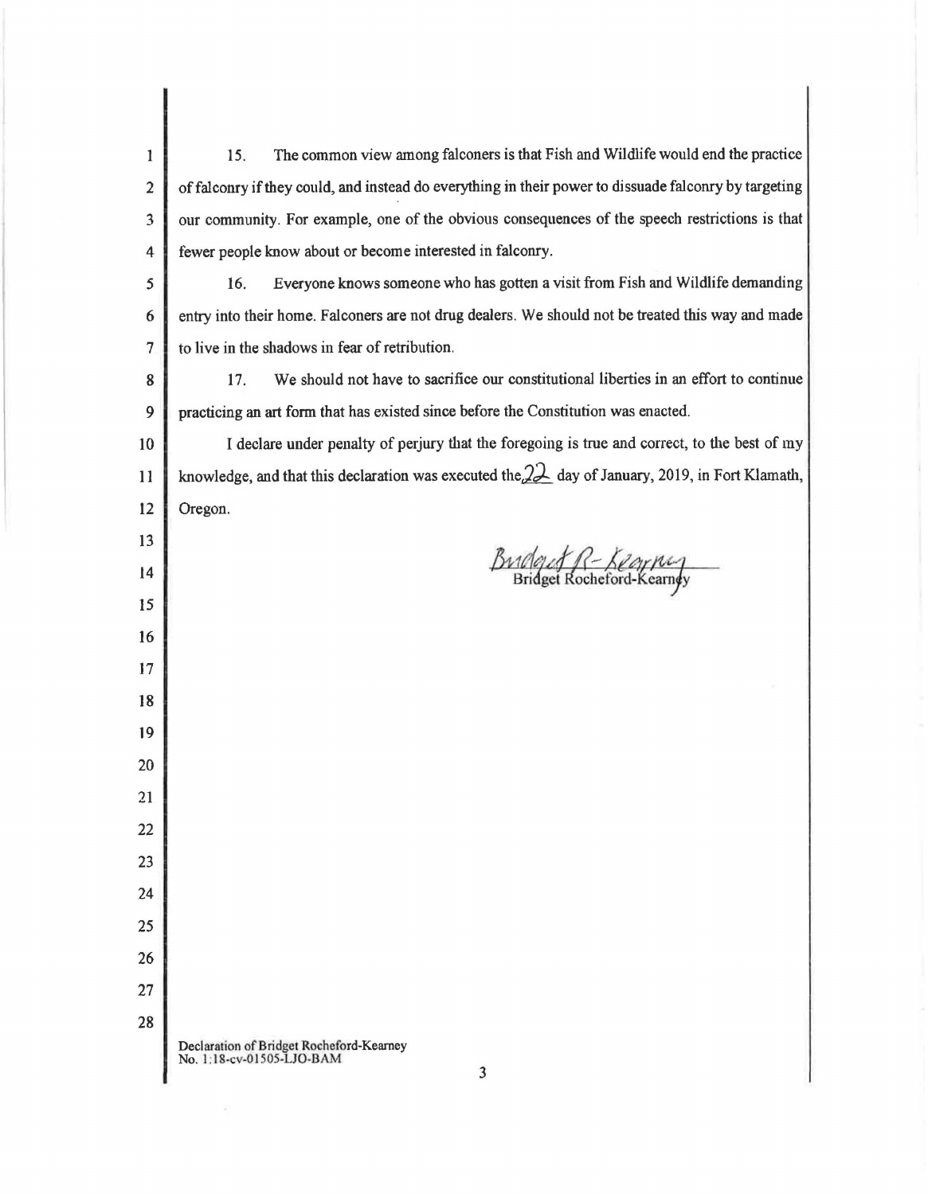15. The common view among falconers is that Fish and Wildlife would end the practice of falconry if they could, and instead do everything in their power to dissuade falconry by targeting our community. For example, one of the obvious consequences of the speech restrictions is that fewer people know about or become interested in falconry.

16. Everyone knows someone who has gotten a visit from Fish and Wildlife demanding entry into their home. Falconers are not drug dealers. We should not be treated this way and made to live in the shadows in fear of retribution.

17. We should not have to sacrifice our constitutional liberties in an effort to continue practicing an art form that has existed since before the Constitution was enacted.

I declare under penalty of perjury that the foregoing is true and correct, to the best of my knowledge, and that this declaration was executed the 22 day of January, 2019, in Fort Klamath, Oregon.

Bridget R-Kearney

Bridget Rocheford-Kearney

Declaration of Bridget Rocheford-Kearney
No. 1:18-cv-01505-LJO-BAM